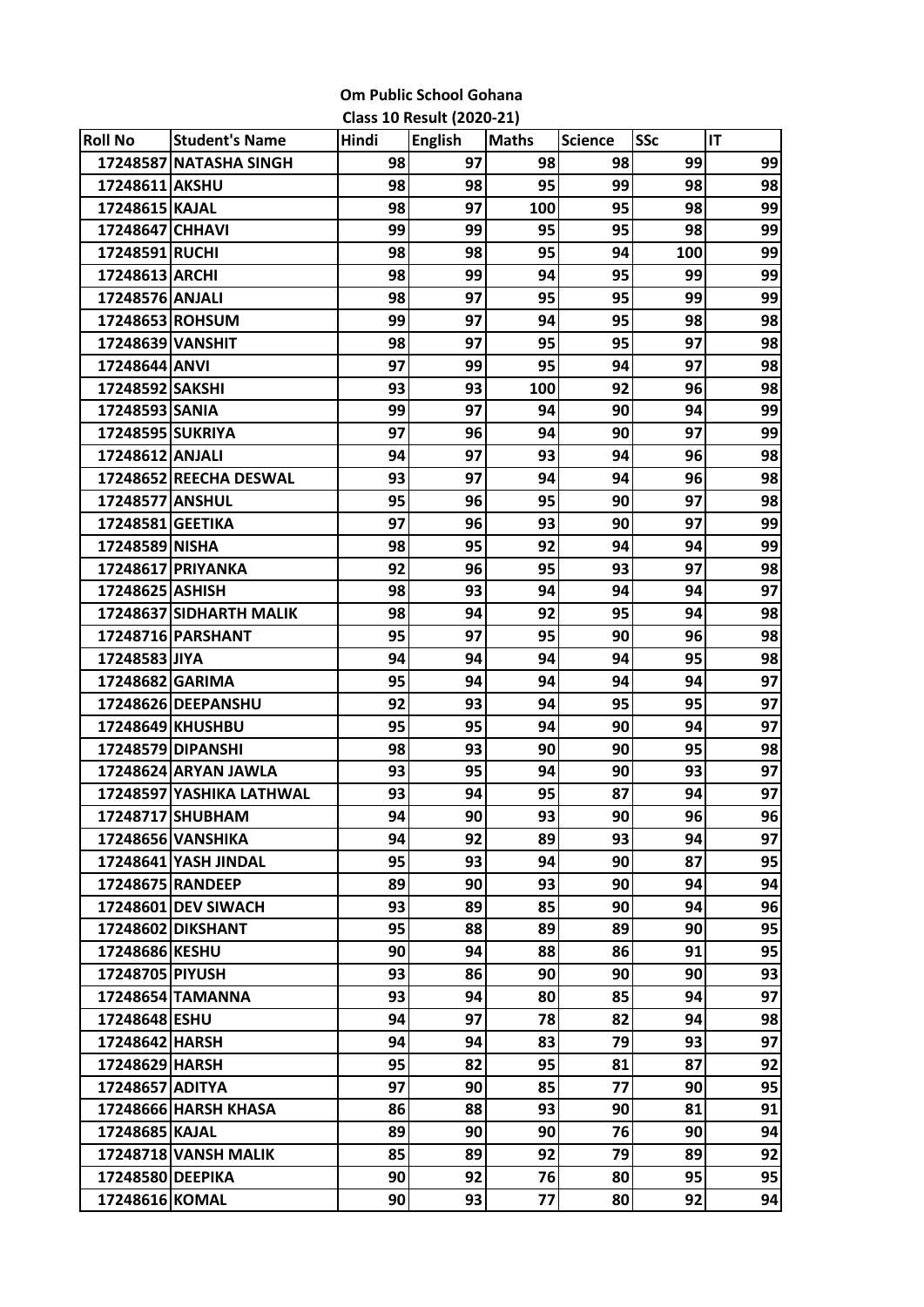**Om Public School Gohana**

**Class 10 Result (2020-21)**

| Roll No | Student's Name | Hindi | English | Maths | Science | SSc | IT |
|---|---|---|---|---|---|---|---|
| 17248587 | NATASHA SINGH | 98 | 97 | 98 | 98 | 99 | 99 |
| 17248611 | AKSHU | 98 | 98 | 95 | 99 | 98 | 98 |
| 17248615 | KAJAL | 98 | 97 | 100 | 95 | 98 | 99 |
| 17248647 | CHHAVI | 99 | 99 | 95 | 95 | 98 | 99 |
| 17248591 | RUCHI | 98 | 98 | 95 | 94 | 100 | 99 |
| 17248613 | ARCHI | 98 | 99 | 94 | 95 | 99 | 99 |
| 17248576 | ANJALI | 98 | 97 | 95 | 95 | 99 | 99 |
| 17248653 | ROHSUM | 99 | 97 | 94 | 95 | 98 | 98 |
| 17248639 | VANSHIT | 98 | 97 | 95 | 95 | 97 | 98 |
| 17248644 | ANVI | 97 | 99 | 95 | 94 | 97 | 98 |
| 17248592 | SAKSHI | 93 | 93 | 100 | 92 | 96 | 98 |
| 17248593 | SANIA | 99 | 97 | 94 | 90 | 94 | 99 |
| 17248595 | SUKRIYA | 97 | 96 | 94 | 90 | 97 | 99 |
| 17248612 | ANJALI | 94 | 97 | 93 | 94 | 96 | 98 |
| 17248652 | REECHA DESWAL | 93 | 97 | 94 | 94 | 96 | 98 |
| 17248577 | ANSHUL | 95 | 96 | 95 | 90 | 97 | 98 |
| 17248581 | GEETIKA | 97 | 96 | 93 | 90 | 97 | 99 |
| 17248589 | NISHA | 98 | 95 | 92 | 94 | 94 | 99 |
| 17248617 | PRIYANKA | 92 | 96 | 95 | 93 | 97 | 98 |
| 17248625 | ASHISH | 98 | 93 | 94 | 94 | 94 | 97 |
| 17248637 | SIDHARTH MALIK | 98 | 94 | 92 | 95 | 94 | 98 |
| 17248716 | PARSHANT | 95 | 97 | 95 | 90 | 96 | 98 |
| 17248583 | JIYA | 94 | 94 | 94 | 94 | 95 | 98 |
| 17248682 | GARIMA | 95 | 94 | 94 | 94 | 94 | 97 |
| 17248626 | DEEPANSHU | 92 | 93 | 94 | 95 | 95 | 97 |
| 17248649 | KHUSHBU | 95 | 95 | 94 | 90 | 94 | 97 |
| 17248579 | DIPANSHI | 98 | 93 | 90 | 90 | 95 | 98 |
| 17248624 | ARYAN JAWLA | 93 | 95 | 94 | 90 | 93 | 97 |
| 17248597 | YASHIKA LATHWAL | 93 | 94 | 95 | 87 | 94 | 97 |
| 17248717 | SHUBHAM | 94 | 90 | 93 | 90 | 96 | 96 |
| 17248656 | VANSHIKA | 94 | 92 | 89 | 93 | 94 | 97 |
| 17248641 | YASH JINDAL | 95 | 93 | 94 | 90 | 87 | 95 |
| 17248675 | RANDEEP | 89 | 90 | 93 | 90 | 94 | 94 |
| 17248601 | DEV SIWACH | 93 | 89 | 85 | 90 | 94 | 96 |
| 17248602 | DIKSHANT | 95 | 88 | 89 | 89 | 90 | 95 |
| 17248686 | KESHU | 90 | 94 | 88 | 86 | 91 | 95 |
| 17248705 | PIYUSH | 93 | 86 | 90 | 90 | 90 | 93 |
| 17248654 | TAMANNA | 93 | 94 | 80 | 85 | 94 | 97 |
| 17248648 | ESHU | 94 | 97 | 78 | 82 | 94 | 98 |
| 17248642 | HARSH | 94 | 94 | 83 | 79 | 93 | 97 |
| 17248629 | HARSH | 95 | 82 | 95 | 81 | 87 | 92 |
| 17248657 | ADITYA | 97 | 90 | 85 | 77 | 90 | 95 |
| 17248666 | HARSH KHASA | 86 | 88 | 93 | 90 | 81 | 91 |
| 17248685 | KAJAL | 89 | 90 | 90 | 76 | 90 | 94 |
| 17248718 | VANSH MALIK | 85 | 89 | 92 | 79 | 89 | 92 |
| 17248580 | DEEPIKA | 90 | 92 | 76 | 80 | 95 | 95 |
| 17248616 | KOMAL | 90 | 93 | 77 | 80 | 92 | 94 |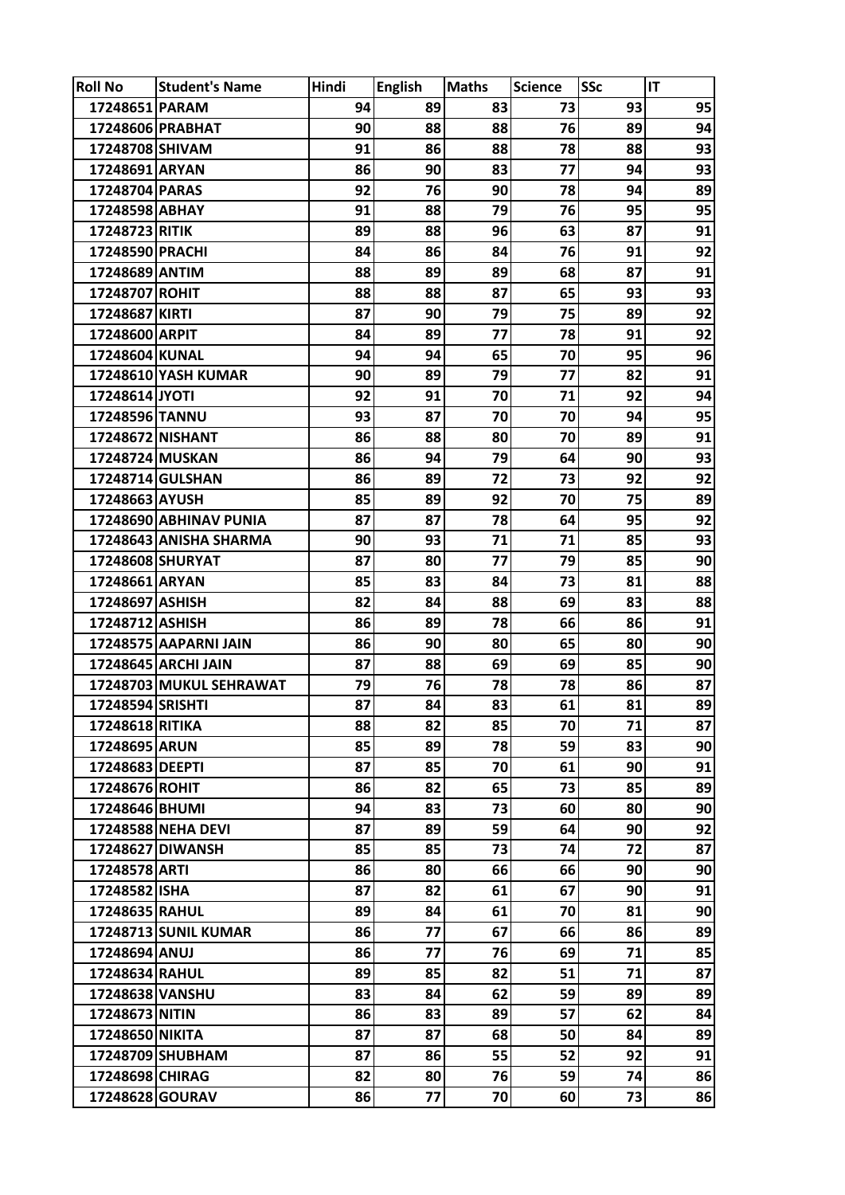| Roll No | Student's Name | Hindi | English | Maths | Science | SSc | IT |
|---|---|---|---|---|---|---|---|
| 17248651 | PARAM | 94 | 89 | 83 | 73 | 93 | 95 |
| 17248606 | PRABHAT | 90 | 88 | 88 | 76 | 89 | 94 |
| 17248708 | SHIVAM | 91 | 86 | 88 | 78 | 88 | 93 |
| 17248691 | ARYAN | 86 | 90 | 83 | 77 | 94 | 93 |
| 17248704 | PARAS | 92 | 76 | 90 | 78 | 94 | 89 |
| 17248598 | ABHAY | 91 | 88 | 79 | 76 | 95 | 95 |
| 17248723 | RITIK | 89 | 88 | 96 | 63 | 87 | 91 |
| 17248590 | PRACHI | 84 | 86 | 84 | 76 | 91 | 92 |
| 17248689 | ANTIM | 88 | 89 | 89 | 68 | 87 | 91 |
| 17248707 | ROHIT | 88 | 88 | 87 | 65 | 93 | 93 |
| 17248687 | KIRTI | 87 | 90 | 79 | 75 | 89 | 92 |
| 17248600 | ARPIT | 84 | 89 | 77 | 78 | 91 | 92 |
| 17248604 | KUNAL | 94 | 94 | 65 | 70 | 95 | 96 |
| 17248610 | YASH KUMAR | 90 | 89 | 79 | 77 | 82 | 91 |
| 17248614 | JYOTI | 92 | 91 | 70 | 71 | 92 | 94 |
| 17248596 | TANNU | 93 | 87 | 70 | 70 | 94 | 95 |
| 17248672 | NISHANT | 86 | 88 | 80 | 70 | 89 | 91 |
| 17248724 | MUSKAN | 86 | 94 | 79 | 64 | 90 | 93 |
| 17248714 | GULSHAN | 86 | 89 | 72 | 73 | 92 | 92 |
| 17248663 | AYUSH | 85 | 89 | 92 | 70 | 75 | 89 |
| 17248690 | ABHINAV PUNIA | 87 | 87 | 78 | 64 | 95 | 92 |
| 17248643 | ANISHA SHARMA | 90 | 93 | 71 | 71 | 85 | 93 |
| 17248608 | SHURYAT | 87 | 80 | 77 | 79 | 85 | 90 |
| 17248661 | ARYAN | 85 | 83 | 84 | 73 | 81 | 88 |
| 17248697 | ASHISH | 82 | 84 | 88 | 69 | 83 | 88 |
| 17248712 | ASHISH | 86 | 89 | 78 | 66 | 86 | 91 |
| 17248575 | AAPARNI JAIN | 86 | 90 | 80 | 65 | 80 | 90 |
| 17248645 | ARCHI JAIN | 87 | 88 | 69 | 69 | 85 | 90 |
| 17248703 | MUKUL SEHRAWAT | 79 | 76 | 78 | 78 | 86 | 87 |
| 17248594 | SRISHTI | 87 | 84 | 83 | 61 | 81 | 89 |
| 17248618 | RITIKA | 88 | 82 | 85 | 70 | 71 | 87 |
| 17248695 | ARUN | 85 | 89 | 78 | 59 | 83 | 90 |
| 17248683 | DEEPTI | 87 | 85 | 70 | 61 | 90 | 91 |
| 17248676 | ROHIT | 86 | 82 | 65 | 73 | 85 | 89 |
| 17248646 | BHUMI | 94 | 83 | 73 | 60 | 80 | 90 |
| 17248588 | NEHA DEVI | 87 | 89 | 59 | 64 | 90 | 92 |
| 17248627 | DIWANSH | 85 | 85 | 73 | 74 | 72 | 87 |
| 17248578 | ARTI | 86 | 80 | 66 | 66 | 90 | 90 |
| 17248582 | ISHA | 87 | 82 | 61 | 67 | 90 | 91 |
| 17248635 | RAHUL | 89 | 84 | 61 | 70 | 81 | 90 |
| 17248713 | SUNIL KUMAR | 86 | 77 | 67 | 66 | 86 | 89 |
| 17248694 | ANUJ | 86 | 77 | 76 | 69 | 71 | 85 |
| 17248634 | RAHUL | 89 | 85 | 82 | 51 | 71 | 87 |
| 17248638 | VANSHU | 83 | 84 | 62 | 59 | 89 | 89 |
| 17248673 | NITIN | 86 | 83 | 89 | 57 | 62 | 84 |
| 17248650 | NIKITA | 87 | 87 | 68 | 50 | 84 | 89 |
| 17248709 | SHUBHAM | 87 | 86 | 55 | 52 | 92 | 91 |
| 17248698 | CHIRAG | 82 | 80 | 76 | 59 | 74 | 86 |
| 17248628 | GOURAV | 86 | 77 | 70 | 60 | 73 | 86 |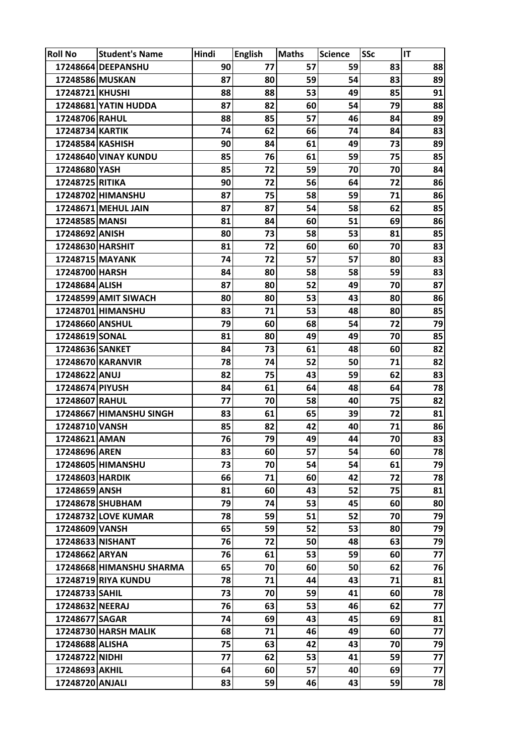| Roll No | Student's Name | Hindi | English | Maths | Science | SSc | IT |
|---|---|---|---|---|---|---|---|
| 17248664 | DEEPANSHU | 90 | 77 | 57 | 59 | 83 | 88 |
| 17248586 | MUSKAN | 87 | 80 | 59 | 54 | 83 | 89 |
| 17248721 | KHUSHI | 88 | 88 | 53 | 49 | 85 | 91 |
| 17248681 | YATIN HUDDA | 87 | 82 | 60 | 54 | 79 | 88 |
| 17248706 | RAHUL | 88 | 85 | 57 | 46 | 84 | 89 |
| 17248734 | KARTIK | 74 | 62 | 66 | 74 | 84 | 83 |
| 17248584 | KASHISH | 90 | 84 | 61 | 49 | 73 | 89 |
| 17248640 | VINAY KUNDU | 85 | 76 | 61 | 59 | 75 | 85 |
| 17248680 | YASH | 85 | 72 | 59 | 70 | 70 | 84 |
| 17248725 | RITIKA | 90 | 72 | 56 | 64 | 72 | 86 |
| 17248702 | HIMANSHU | 87 | 75 | 58 | 59 | 71 | 86 |
| 17248671 | MEHUL JAIN | 87 | 87 | 54 | 58 | 62 | 85 |
| 17248585 | MANSI | 81 | 84 | 60 | 51 | 69 | 86 |
| 17248692 | ANISH | 80 | 73 | 58 | 53 | 81 | 85 |
| 17248630 | HARSHIT | 81 | 72 | 60 | 60 | 70 | 83 |
| 17248715 | MAYANK | 74 | 72 | 57 | 57 | 80 | 83 |
| 17248700 | HARSH | 84 | 80 | 58 | 58 | 59 | 83 |
| 17248684 | ALISH | 87 | 80 | 52 | 49 | 70 | 87 |
| 17248599 | AMIT SIWACH | 80 | 80 | 53 | 43 | 80 | 86 |
| 17248701 | HIMANSHU | 83 | 71 | 53 | 48 | 80 | 85 |
| 17248660 | ANSHUL | 79 | 60 | 68 | 54 | 72 | 79 |
| 17248619 | SONAL | 81 | 80 | 49 | 49 | 70 | 85 |
| 17248636 | SANKET | 84 | 73 | 61 | 48 | 60 | 82 |
| 17248670 | KARANVIR | 78 | 74 | 52 | 50 | 71 | 82 |
| 17248622 | ANUJ | 82 | 75 | 43 | 59 | 62 | 83 |
| 17248674 | PIYUSH | 84 | 61 | 64 | 48 | 64 | 78 |
| 17248607 | RAHUL | 77 | 70 | 58 | 40 | 75 | 82 |
| 17248667 | HIMANSHU SINGH | 83 | 61 | 65 | 39 | 72 | 81 |
| 17248710 | VANSH | 85 | 82 | 42 | 40 | 71 | 86 |
| 17248621 | AMAN | 76 | 79 | 49 | 44 | 70 | 83 |
| 17248696 | AREN | 83 | 60 | 57 | 54 | 60 | 78 |
| 17248605 | HIMANSHU | 73 | 70 | 54 | 54 | 61 | 79 |
| 17248603 | HARDIK | 66 | 71 | 60 | 42 | 72 | 78 |
| 17248659 | ANSH | 81 | 60 | 43 | 52 | 75 | 81 |
| 17248678 | SHUBHAM | 79 | 74 | 53 | 45 | 60 | 80 |
| 17248732 | LOVE KUMAR | 78 | 59 | 51 | 52 | 70 | 79 |
| 17248609 | VANSH | 65 | 59 | 52 | 53 | 80 | 79 |
| 17248633 | NISHANT | 76 | 72 | 50 | 48 | 63 | 79 |
| 17248662 | ARYAN | 76 | 61 | 53 | 59 | 60 | 77 |
| 17248668 | HIMANSHU SHARMA | 65 | 70 | 60 | 50 | 62 | 76 |
| 17248719 | RIYA KUNDU | 78 | 71 | 44 | 43 | 71 | 81 |
| 17248733 | SAHIL | 73 | 70 | 59 | 41 | 60 | 78 |
| 17248632 | NEERAJ | 76 | 63 | 53 | 46 | 62 | 77 |
| 17248677 | SAGAR | 74 | 69 | 43 | 45 | 69 | 81 |
| 17248730 | HARSH MALIK | 68 | 71 | 46 | 49 | 60 | 77 |
| 17248688 | ALISHA | 75 | 63 | 42 | 43 | 70 | 79 |
| 17248722 | NIDHI | 77 | 62 | 53 | 41 | 59 | 77 |
| 17248693 | AKHIL | 64 | 60 | 57 | 40 | 69 | 77 |
| 17248720 | ANJALI | 83 | 59 | 46 | 43 | 59 | 78 |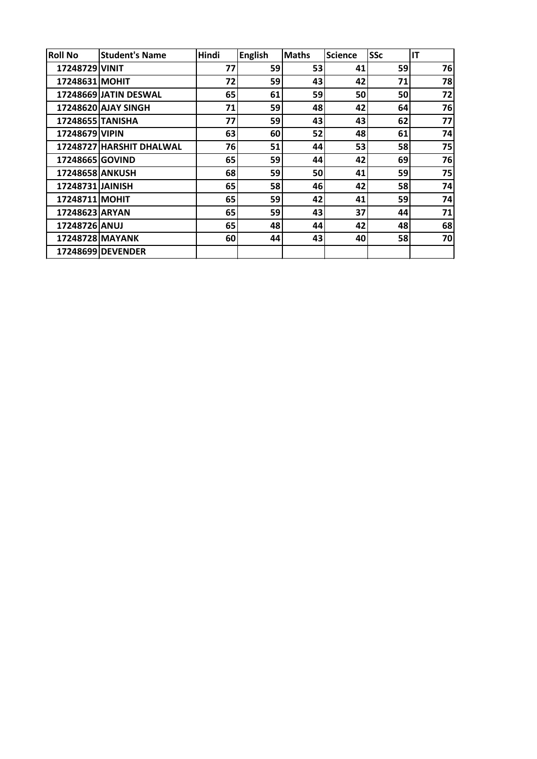| Roll No | Student's Name | Hindi | English | Maths | Science | SSc | IT |
|---|---|---|---|---|---|---|---|
| 17248729 | VINIT | 77 | 59 | 53 | 41 | 59 | 76 |
| 17248631 | MOHIT | 72 | 59 | 43 | 42 | 71 | 78 |
| 17248669 | JATIN DESWAL | 65 | 61 | 59 | 50 | 50 | 72 |
| 17248620 | AJAY SINGH | 71 | 59 | 48 | 42 | 64 | 76 |
| 17248655 | TANISHA | 77 | 59 | 43 | 43 | 62 | 77 |
| 17248679 | VIPIN | 63 | 60 | 52 | 48 | 61 | 74 |
| 17248727 | HARSHIT DHALWAL | 76 | 51 | 44 | 53 | 58 | 75 |
| 17248665 | GOVIND | 65 | 59 | 44 | 42 | 69 | 76 |
| 17248658 | ANKUSH | 68 | 59 | 50 | 41 | 59 | 75 |
| 17248731 | JAINISH | 65 | 58 | 46 | 42 | 58 | 74 |
| 17248711 | MOHIT | 65 | 59 | 42 | 41 | 59 | 74 |
| 17248623 | ARYAN | 65 | 59 | 43 | 37 | 44 | 71 |
| 17248726 | ANUJ | 65 | 48 | 44 | 42 | 48 | 68 |
| 17248728 | MAYANK | 60 | 44 | 43 | 40 | 58 | 70 |
| 17248699 | DEVENDER | | | | | | |